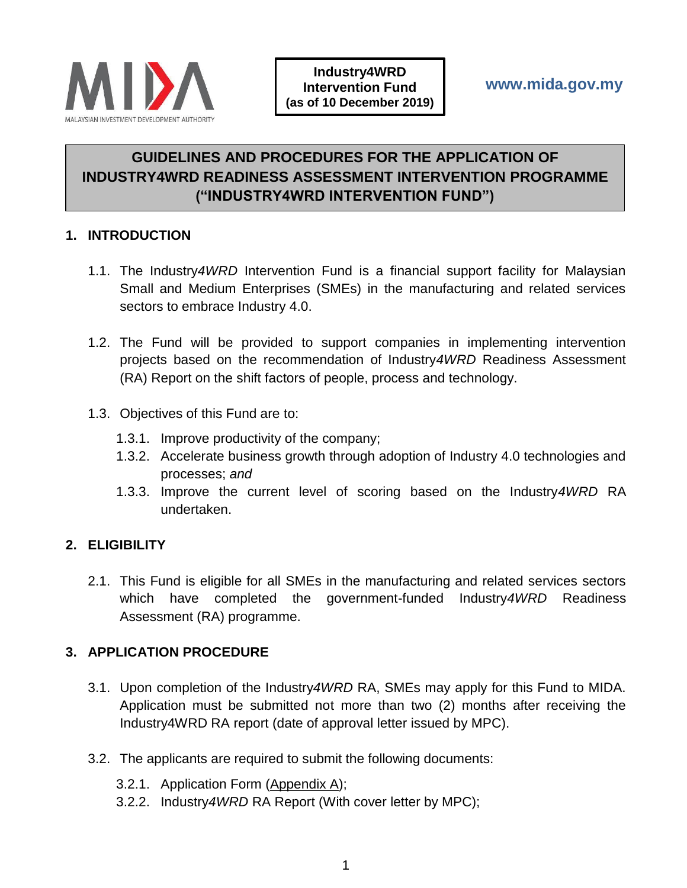MALAYSIAN INVESTMENT DEVELOPMENT AUTHORITY

**Industry4WRD Intervention Fund (as of 10 December 2019)**

**www.mida.gov.my**

# GUIDELINES AND PROCEDURES FOR THE APPLICATION OF INDUSTRY4WRD READINESS ASSESSMENT INTERVENTION PROGRAMME ("INDUSTRY4WRD INTERVENTION FUND")

## 1. INTRODUCTION

1.1. The Industry*4WRD* Intervention Fund is a financial support facility for Malaysian Small and Medium Enterprises (SMEs) in the manufacturing and related services sectors to embrace Industry 4.0.

1.2. The Fund will be provided to support companies in implementing intervention projects based on the recommendation of Industry*4WRD* Readiness Assessment (RA) Report on the shift factors of people, process and technology.

1.3. Objectives of this Fund are to:

- 1.3.1. Improve productivity of the company;
- 1.3.2. Accelerate business growth through adoption of Industry 4.0 technologies and processes; *and*
- 1.3.3. Improve the current level of scoring based on the Industry*4WRD* RA undertaken.

## 2. ELIGIBILITY

2.1. This Fund is eligible for all SMEs in the manufacturing and related services sectors which have completed the government-funded Industry*4WRD* Readiness Assessment (RA) programme.

## 3. APPLICATION PROCEDURE

3.1. Upon completion of the Industry*4WRD* RA, SMEs may apply for this Fund to MIDA. Application must be submitted not more than two (2) months after receiving the Industry4WRD RA report (date of approval letter issued by MPC).

3.2. The applicants are required to submit the following documents:

- 3.2.1. Application Form (Appendix A);
- 3.2.2. Industry*4WRD* RA Report (With cover letter by MPC);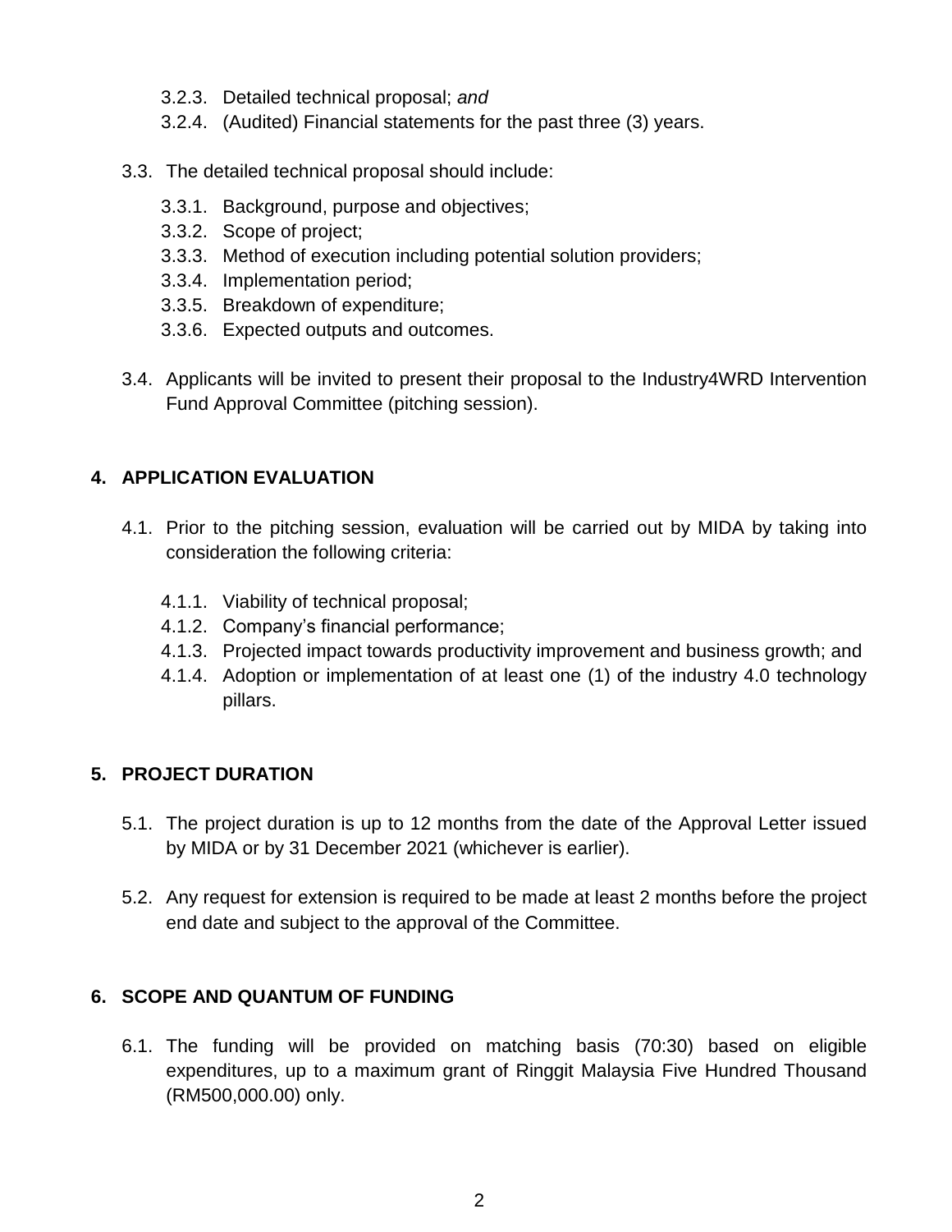3.2.3. Detailed technical proposal; *and*

3.2.4. (Audited) Financial statements for the past three (3) years.

3.3. The detailed technical proposal should include:

3.3.1. Background, purpose and objectives;

3.3.2. Scope of project;

3.3.3. Method of execution including potential solution providers;

3.3.4. Implementation period;

3.3.5. Breakdown of expenditure;

3.3.6. Expected outputs and outcomes.

3.4. Applicants will be invited to present their proposal to the Industry4WRD Intervention Fund Approval Committee (pitching session).

## 4. APPLICATION EVALUATION

4.1. Prior to the pitching session, evaluation will be carried out by MIDA by taking into consideration the following criteria:

4.1.1. Viability of technical proposal;

4.1.2. Company's financial performance;

4.1.3. Projected impact towards productivity improvement and business growth; and

4.1.4. Adoption or implementation of at least one (1) of the industry 4.0 technology pillars.

## 5. PROJECT DURATION

5.1. The project duration is up to 12 months from the date of the Approval Letter issued by MIDA or by 31 December 2021 (whichever is earlier).

5.2. Any request for extension is required to be made at least 2 months before the project end date and subject to the approval of the Committee.

## 6. SCOPE AND QUANTUM OF FUNDING

6.1. The funding will be provided on matching basis (70:30) based on eligible expenditures, up to a maximum grant of Ringgit Malaysia Five Hundred Thousand (RM500,000.00) only.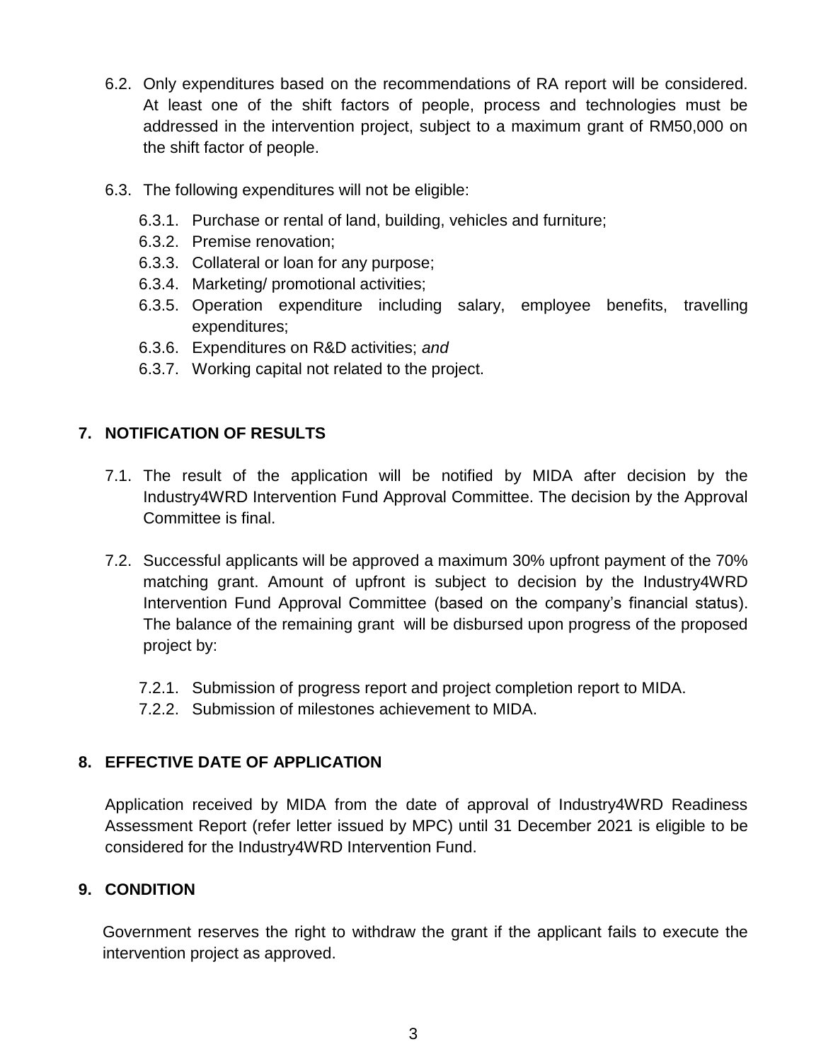6.2. Only expenditures based on the recommendations of RA report will be considered. At least one of the shift factors of people, process and technologies must be addressed in the intervention project, subject to a maximum grant of RM50,000 on the shift factor of people.

6.3. The following expenditures will not be eligible:

- 6.3.1. Purchase or rental of land, building, vehicles and furniture;
- 6.3.2. Premise renovation;
- 6.3.3. Collateral or loan for any purpose;
- 6.3.4. Marketing/ promotional activities;
- 6.3.5. Operation expenditure including salary, employee benefits, travelling expenditures;
- 6.3.6. Expenditures on R&D activities; *and*
- 6.3.7. Working capital not related to the project.

## 7. NOTIFICATION OF RESULTS

7.1. The result of the application will be notified by MIDA after decision by the Industry4WRD Intervention Fund Approval Committee. The decision by the Approval Committee is final.

7.2. Successful applicants will be approved a maximum 30% upfront payment of the 70% matching grant. Amount of upfront is subject to decision by the Industry4WRD Intervention Fund Approval Committee (based on the company's financial status). The balance of the remaining grant will be disbursed upon progress of the proposed project by:

- 7.2.1. Submission of progress report and project completion report to MIDA.
- 7.2.2. Submission of milestones achievement to MIDA.

## 8. EFFECTIVE DATE OF APPLICATION

Application received by MIDA from the date of approval of Industry4WRD Readiness Assessment Report (refer letter issued by MPC) until 31 December 2021 is eligible to be considered for the Industry4WRD Intervention Fund.

## 9. CONDITION

Government reserves the right to withdraw the grant if the applicant fails to execute the intervention project as approved.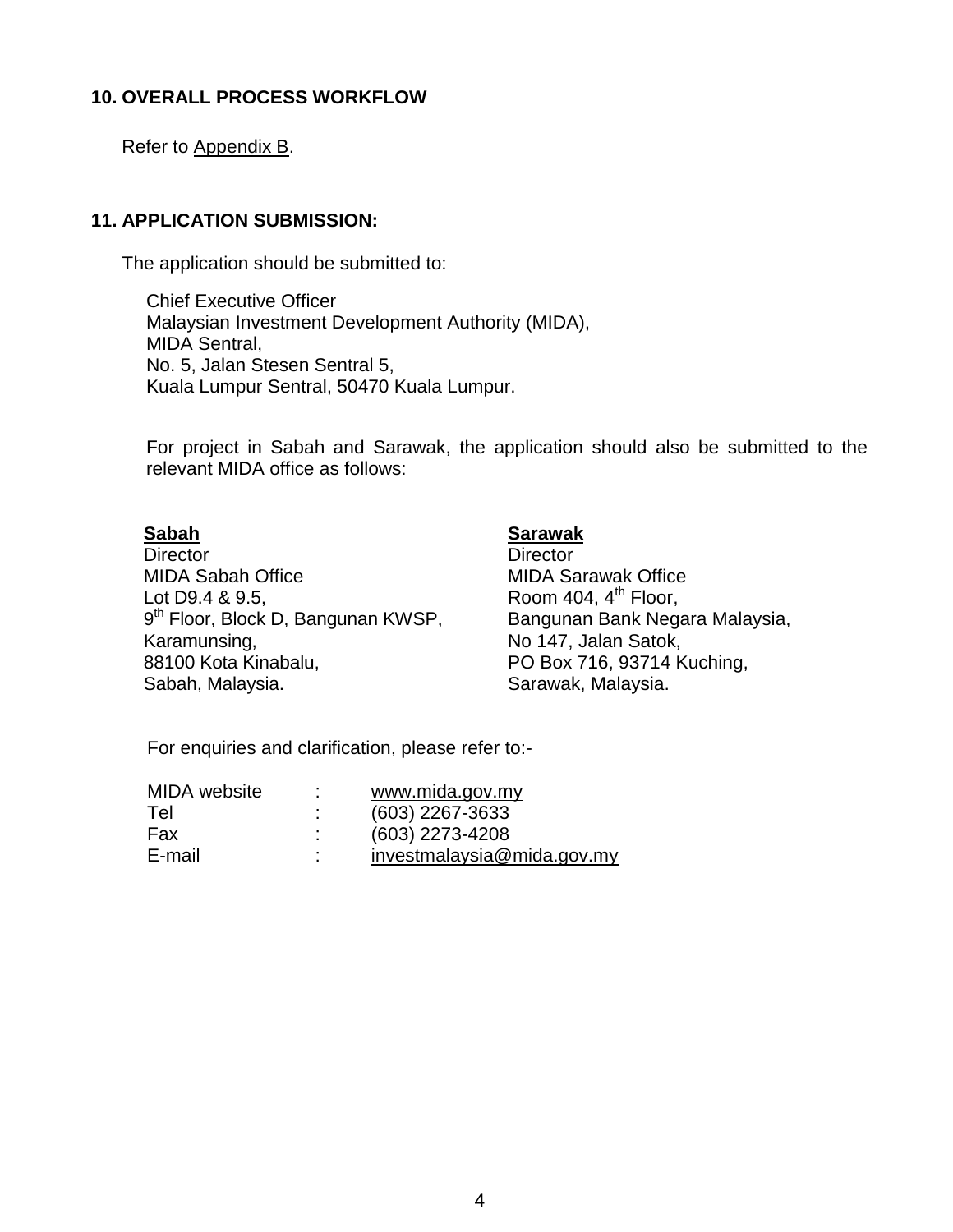## 10. OVERALL PROCESS WORKFLOW

Refer to Appendix B.

## 11. APPLICATION SUBMISSION:

The application should be submitted to:

Chief Executive Officer
Malaysian Investment Development Authority (MIDA),
MIDA Sentral,
No. 5, Jalan Stesen Sentral 5,
Kuala Lumpur Sentral, 50470 Kuala Lumpur.

For project in Sabah and Sarawak, the application should also be submitted to the relevant MIDA office as follows:

**Sabah**
Director
MIDA Sabah Office
Lot D9.4 & 9.5,
9th Floor, Block D, Bangunan KWSP,
Karamunsing,
88100 Kota Kinabalu,
Sabah, Malaysia.

**Sarawak**
Director
MIDA Sarawak Office
Room 404, 4th Floor,
Bangunan Bank Negara Malaysia,
No 147, Jalan Satok,
PO Box 716, 93714 Kuching,
Sarawak, Malaysia.

For enquiries and clarification, please refer to:-

| | | |
|---|---|---|
| MIDA website | : | www.mida.gov.my |
| Tel | : | (603) 2267-3633 |
| Fax | : | (603) 2273-4208 |
| E-mail | : | investmalaysia@mida.gov.my |